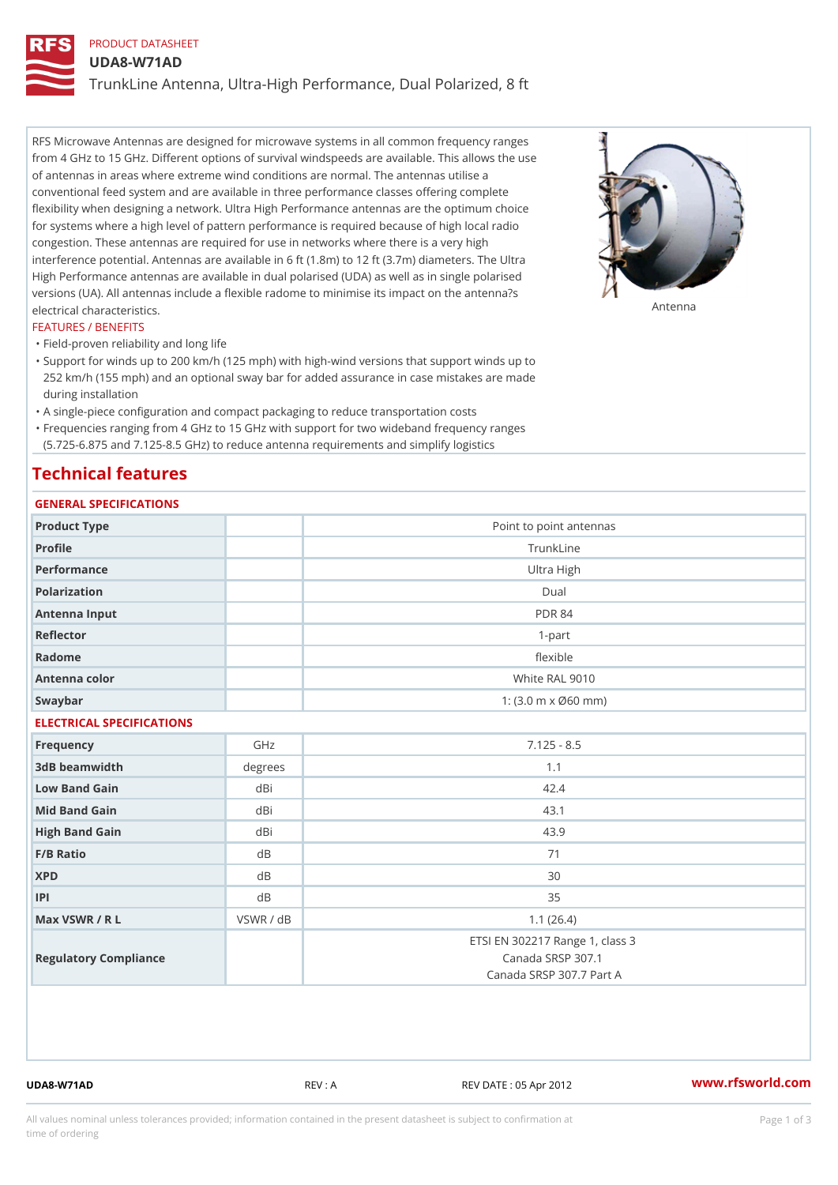PRODUCT DATASHEET

# UDA8-W71AD

## TrunkLine Antenna, Ultra-High Performance, Dual Polarized, 8 ft

RFS Microwave Antennas are designed for microwave systems in all common frequency ranges from 4 GHz to 15 GHz. Different options of survival windspeeds are available. This allows the use of antennas in areas where extreme wind conditions are normal. The antennas utilise a conventional feed system and are available in three performance classes offering complete flexibility when designing a network. Ultra High Performance antennas are the optimum choice for systems where a high level of pattern performance is required because of high local radio congestion. These antennas are required for use in networks where there is a very high interference potential. Antennas are available in 6 ft (1.8m) to 12 ft (3.7m) diameters. The Ultra High Performance antennas are available in dual polarised (UDA) as well as in single polarised versions (UA). All antennas include a flexible radome to minimise its impact on the antenna?s electrical characteristics.

Antenna

### FEATURES / BENEFITS

- Field-proven reliability and long life
- Support for winds up to 200 km/h (125 mph) with high-wind versions that support winds up to 252 km/h (155 mph) and an optional sway bar for added assurance in case mistakes are made during installation
- A single-piece configuration and compact packaging to reduce transportation costs
- Frequencies ranging from 4 GHz to 15 GHz with support for two wideband frequency ranges (5.725-6.875 and 7.125-8.5 GHz) to reduce antenna requirements and simplify logistics

## Technical features

### GENERAL SPECIFICATIONS

| | | |
|---|---|---|
| Product Type | | Point to point antennas |
| Profile | | TrunkLine |
| Performance | | Ultra High |
| Polarization | | Dual |
| Antenna Input | | PDR 84 |
| Reflector | | 1-part |
| Radome | | flexible |
| Antenna color | | White RAL 9010 |
| Swaybar | | 1: (3.0 m x Ø60 mm) |

### ELECTRICAL SPECIFICATIONS

| | | |
|---|---|---|
| Frequency | GHz | 7.125 - 8.5 |
| 3dB beamwidth | degrees | 1.1 |
| Low Band Gain | dBi | 42.4 |
| Mid Band Gain | dBi | 43.1 |
| High Band Gain | dBi | 43.9 |
| F/B Ratio | dB | 71 |
| XPD | dB | 30 |
| IPI | dB | 35 |
| Max VSWR / R L | VSWR / dB | 1.1 (26.4) |
| Regulatory Compliance | | ETSI EN 302217 Range 1, class 3<br>Canada SRSP 307.1<br>Canada SRSP 307.7 Part A |

UDA8-W71AD REV : A REV DATE : 05 Apr 2012 www.rfsworld.com

All values nominal unless tolerances provided; information contained in the present datasheet is subject to confirmation at time of ordering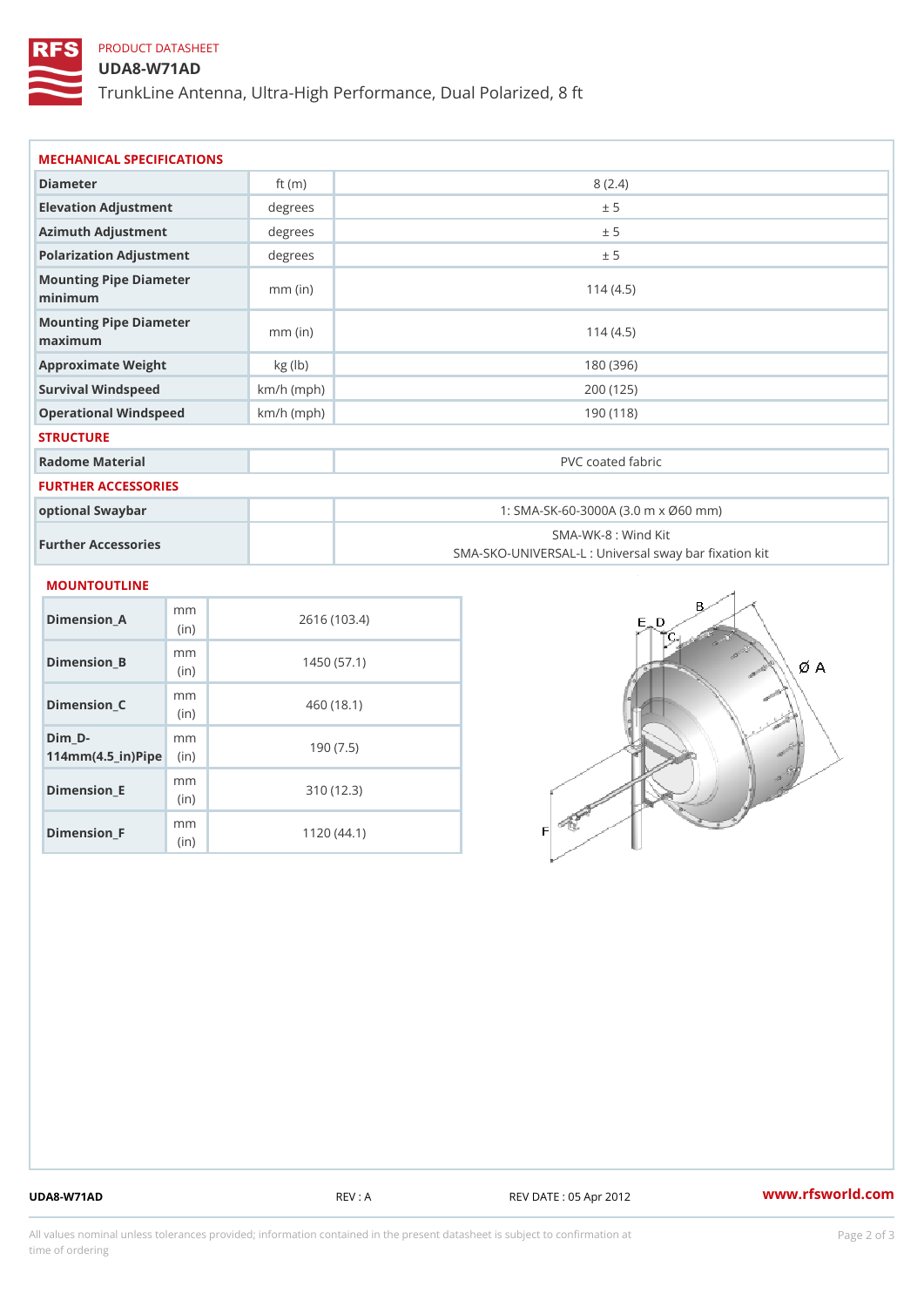PRODUCT DATASHEET

# UDA8-W71AD

TrunkLine Antenna, Ultra-High Performance, Dual Polarized, 8 ft

## MECHANICAL SPECIFICATIONS

| | | |
|---|---|---|
| Diameter | ft (m) | 8 (2.4) |
| Elevation Adjustment | degrees | ± 5 |
| Azimuth Adjustment | degrees | ± 5 |
| Polarization Adjustment | degrees | ± 5 |
| Mounting Pipe Diameter minimum | mm (in) | 114 (4.5) |
| Mounting Pipe Diameter maximum | mm (in) | 114 (4.5) |
| Approximate Weight | kg (lb) | 180 (396) |
| Survival Windspeed | km/h (mph) | 200 (125) |
| Operational Windspeed | km/h (mph) | 190 (118) |

## STRUCTURE

| | | |
|---|---|---|
| Radome Material | | PVC coated fabric |

## FURTHER ACCESSORIES

| | | |
|---|---|---|
| optional Swaybar | | 1: SMA-SK-60-3000A (3.0 m x Ø60 mm) |
| Further Accessories | | SMA-WK-8 : Wind Kit<br>SMA-SKO-UNIVERSAL-L : Universal sway bar fixation kit |

## MOUNTOUTLINE

| | | |
|---|---|---|
| Dimension_A | mm (in) | 2616 (103.4) |
| Dimension_B | mm (in) | 1450 (57.1) |
| Dimension_C | mm (in) | 460 (18.1) |
| Dim_D-114mm(4.5_in)Pipe | mm (in) | 190 (7.5) |
| Dimension_E | mm (in) | 310 (12.3) |
| Dimension_F | mm (in) | 1120 (44.1) |

UDA8-W71AD REV : A REV DATE : 05 Apr 2012 www.rfsworld.com

All values nominal unless tolerances provided; information contained in the present datasheet is subject to confirmation at time of ordering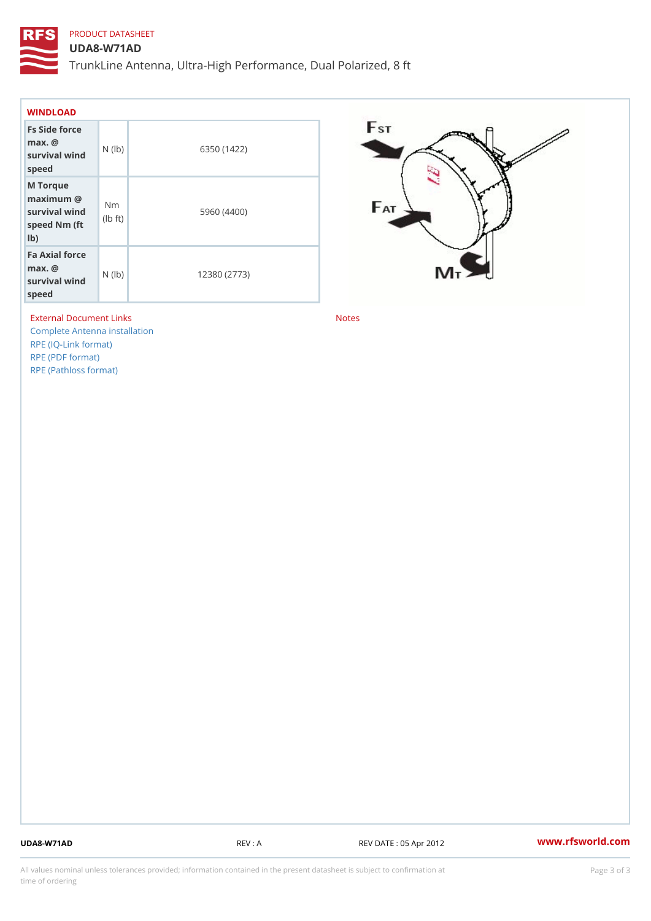PRODUCT DATASHEET

# UDA8-W71AD

TrunkLine Antenna, Ultra-High Performance, Dual Polarized, 8 ft

## WINDLOAD

| | | |
|---|---|---|
| Fs Side force max. @ survival wind speed | N (lb) | 6350 (1422) |
| M Torque maximum @ survival wind speed Nm (ft lb) | Nm (lb ft) | 5960 (4400) |
| Fa Axial force max. @ survival wind speed | N (lb) | 12380 (2773) |

FST

FAT

MT

External Document Links

Complete Antenna installation

RPE (IQ-Link format)

RPE (PDF format)

RPE (Pathloss format)

Notes

UDA8-W71AD REV : A REV DATE : 05 Apr 2012 www.rfsworld.com

All values nominal unless tolerances provided; information contained in the present datasheet is subject to confirmation at time of ordering